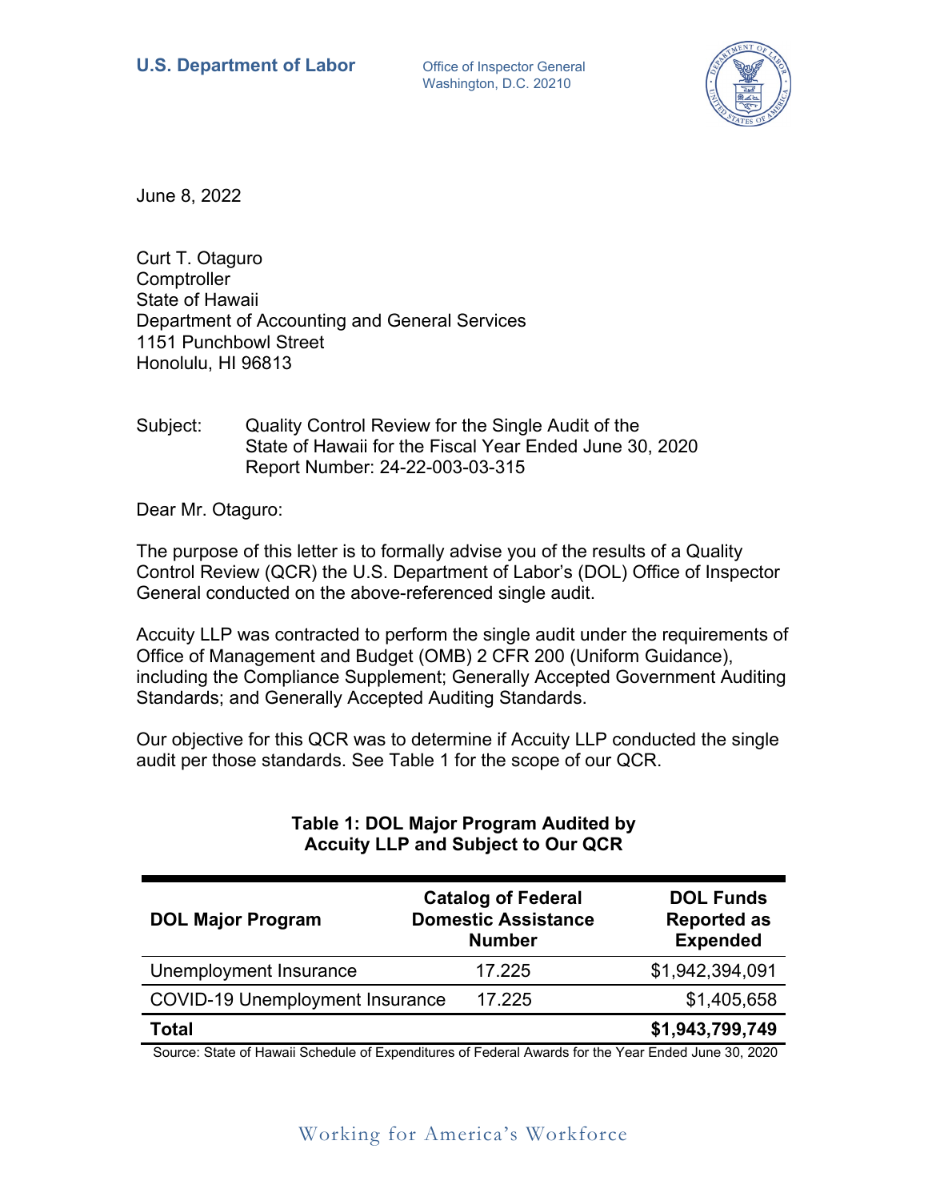**U.S. Department of Labor** Office of Inspector General
Washington, D.C. 20210

June 8, 2022

Curt T. Otaguro
Comptroller
State of Hawaii
Department of Accounting and General Services
1151 Punchbowl Street
Honolulu, HI 96813

Subject: Quality Control Review for the Single Audit of the State of Hawaii for the Fiscal Year Ended June 30, 2020
Report Number: 24-22-003-03-315

Dear Mr. Otaguro:

The purpose of this letter is to formally advise you of the results of a Quality Control Review (QCR) the U.S. Department of Labor's (DOL) Office of Inspector General conducted on the above-referenced single audit.

Accuity LLP was contracted to perform the single audit under the requirements of Office of Management and Budget (OMB) 2 CFR 200 (Uniform Guidance), including the Compliance Supplement; Generally Accepted Government Auditing Standards; and Generally Accepted Auditing Standards.

Our objective for this QCR was to determine if Accuity LLP conducted the single audit per those standards. See Table 1 for the scope of our QCR.

**Table 1: DOL Major Program Audited by Accuity LLP and Subject to Our QCR**

| DOL Major Program | Catalog of Federal Domestic Assistance Number | DOL Funds Reported as Expended |
|---|---|---|
| Unemployment Insurance | 17.225 | $1,942,394,091 |
| COVID-19 Unemployment Insurance | 17.225 | $1,405,658 |
| **Total** | | **$1,943,799,749** |

Source: State of Hawaii Schedule of Expenditures of Federal Awards for the Year Ended June 30, 2020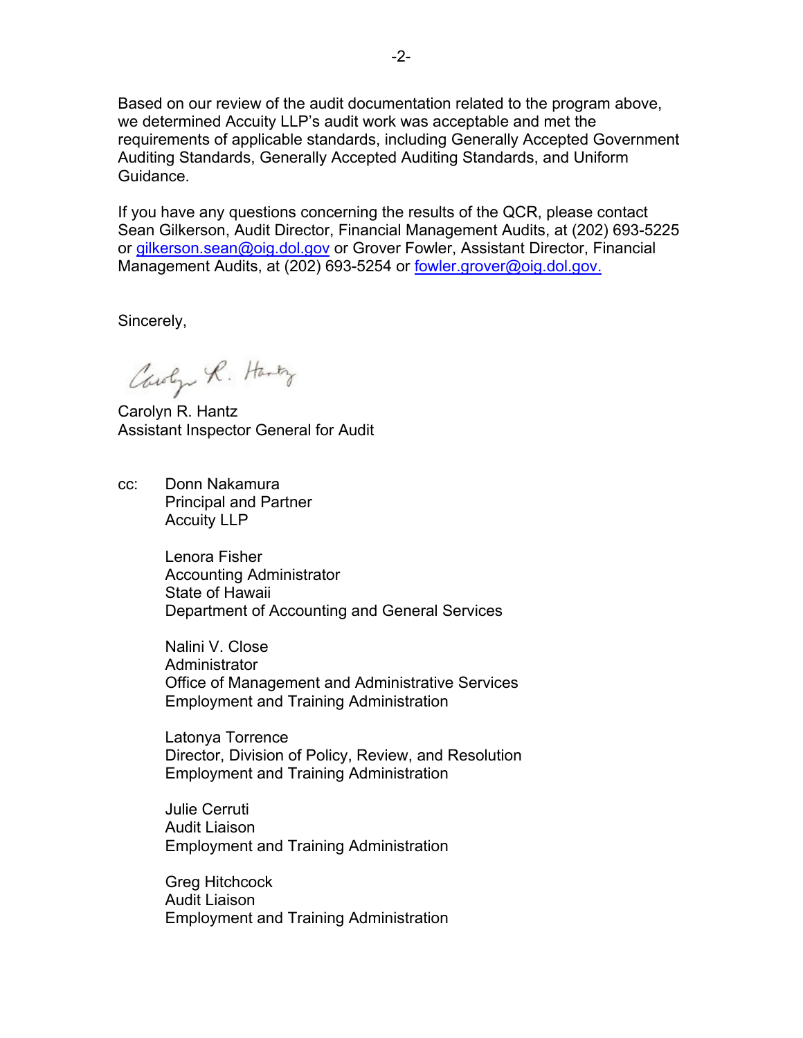Based on our review of the audit documentation related to the program above, we determined Accuity LLP's audit work was acceptable and met the requirements of applicable standards, including Generally Accepted Government Auditing Standards, Generally Accepted Auditing Standards, and Uniform Guidance.

If you have any questions concerning the results of the QCR, please contact Sean Gilkerson, Audit Director, Financial Management Audits, at (202) 693-5225 or gilkerson.sean@oig.dol.gov or Grover Fowler, Assistant Director, Financial Management Audits, at (202) 693-5254 or fowler.grover@oig.dol.gov.

Sincerely,

Carolyn R. Hantz
Assistant Inspector General for Audit

cc: Donn Nakamura
Principal and Partner
Accuity LLP

Lenora Fisher
Accounting Administrator
State of Hawaii
Department of Accounting and General Services

Nalini V. Close
Administrator
Office of Management and Administrative Services
Employment and Training Administration

Latonya Torrence
Director, Division of Policy, Review, and Resolution
Employment and Training Administration

Julie Cerruti
Audit Liaison
Employment and Training Administration

Greg Hitchcock
Audit Liaison
Employment and Training Administration